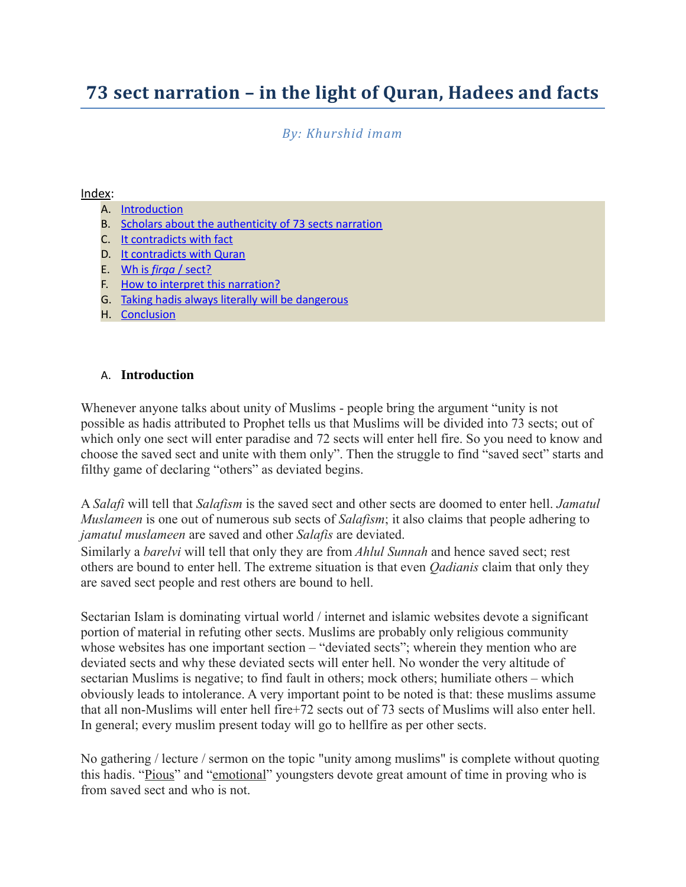# 73 sect narration – in the light of Quran, Hadees and facts

*By: Khurshid imam*

Index:

A. Introduction
B. Scholars about the authenticity of 73 sects narration
C. It contradicts with fact
D. It contradicts with Quran
E. Wh is *firqa* / sect?
F. How to interpret this narration?
G. Taking hadis always literally will be dangerous
H. Conclusion

## A. Introduction

Whenever anyone talks about unity of Muslims - people bring the argument "unity is not possible as hadis attributed to Prophet tells us that Muslims will be divided into 73 sects; out of which only one sect will enter paradise and 72 sects will enter hell fire. So you need to know and choose the saved sect and unite with them only". Then the struggle to find "saved sect" starts and filthy game of declaring "others" as deviated begins.

A *Salafi* will tell that *Salafism* is the saved sect and other sects are doomed to enter hell. *Jamatul Muslameen* is one out of numerous sub sects of *Salafism*; it also claims that people adhering to *jamatul muslameen* are saved and other *Salafis* are deviated.
Similarly a *barelvi* will tell that only they are from *Ahlul Sunnah* and hence saved sect; rest others are bound to enter hell. The extreme situation is that even *Qadianis* claim that only they are saved sect people and rest others are bound to hell.

Sectarian Islam is dominating virtual world / internet and islamic websites devote a significant portion of material in refuting other sects. Muslims are probably only religious community whose websites has one important section – "deviated sects"; wherein they mention who are deviated sects and why these deviated sects will enter hell. No wonder the very altitude of sectarian Muslims is negative; to find fault in others; mock others; humiliate others – which obviously leads to intolerance. A very important point to be noted is that: these muslims assume that all non-Muslims will enter hell fire+72 sects out of 73 sects of Muslims will also enter hell. In general; every muslim present today will go to hellfire as per other sects.

No gathering / lecture / sermon on the topic "unity among muslims" is complete without quoting this hadis. "Pious" and "emotional" youngsters devote great amount of time in proving who is from saved sect and who is not.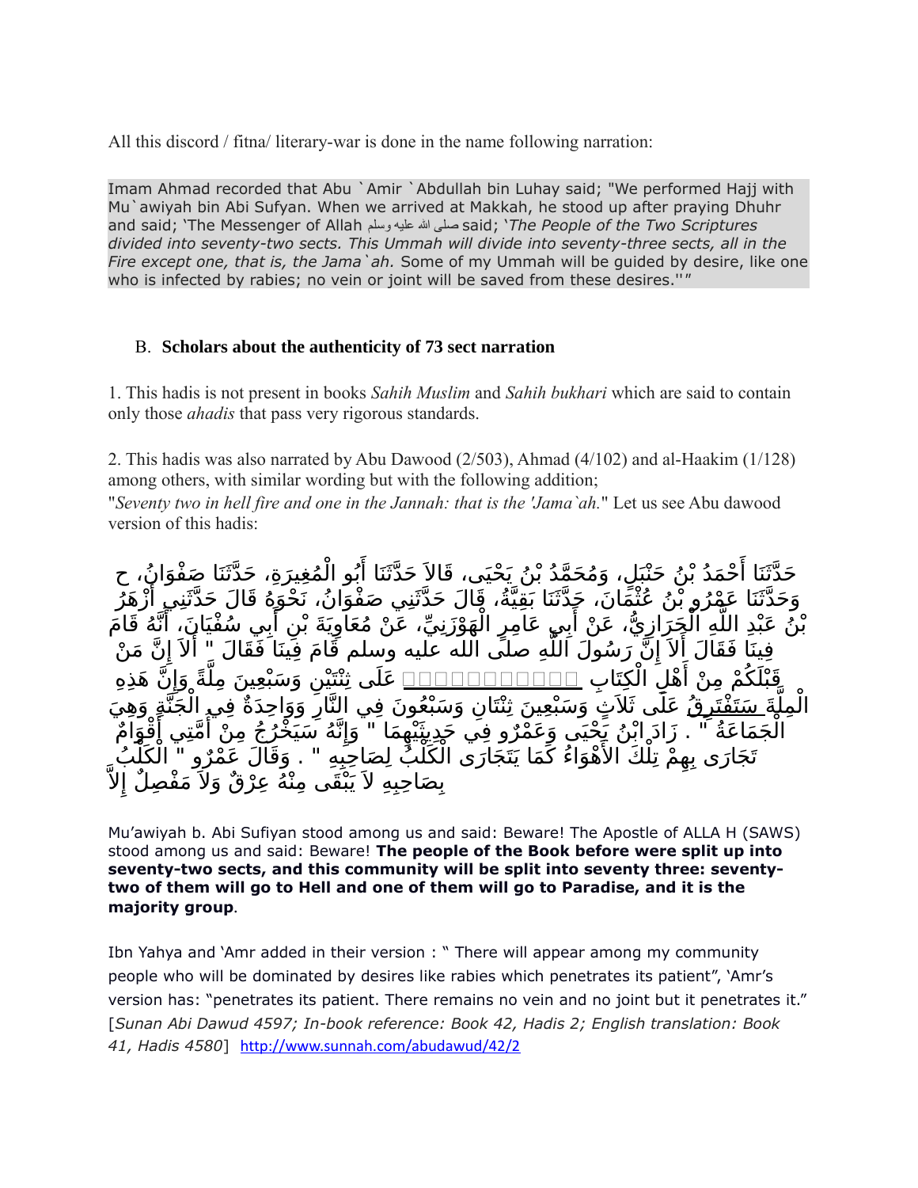All this discord / fitna/ literary-war is done in the name following narration:

> Imam Ahmad recorded that Abu `Amir `Abdullah bin Luhay said; "We performed Hajj with Mu`awiyah bin Abi Sufyan. When we arrived at Makkah, he stood up after praying Dhuhr and said; 'The Messenger of Allah صلى الله عليه وسلم said; '*The People of the Two Scriptures divided into seventy-two sects. This Ummah will divide into seventy-three sects, all in the Fire except one, that is, the Jama`ah.* Some of my Ummah will be guided by desire, like one who is infected by rabies; no vein or joint will be saved from these desires.''"

## B. Scholars about the authenticity of 73 sect narration

1. This hadis is not present in books *Sahih Muslim* and *Sahih bukhari* which are said to contain only those *ahadis* that pass very rigorous standards.

2. This hadis was also narrated by Abu Dawood (2/503), Ahmad (4/102) and al-Haakim (1/128) among others, with similar wording but with the following addition;
"*Seventy two in hell fire and one in the Jannah: that is the 'Jama`ah.*" Let us see Abu dawood version of this hadis:

حَدَّثَنَا أَحْمَدُ بْنُ حَنْبَلٍ، وَمُحَمَّدُ بْنُ يَحْيَى، قَالاَ حَدَّثَنَا أَبُو الْمُغِيرَةِ، حَدَّثَنَا صَفْوَانُ، ح وَحَدَّثَنَا عَمْرُو بْنُ عُثْمَانَ، حَدَّثَنَا بَقِيَّةُ، قَالَ حَدَّثَنِي صَفْوَانُ، نَحْوَهُ قَالَ حَدَّثَنِي أَزْهَرُ بْنُ عَبْدِ اللَّهِ الْحَرَازِيُّ، عَنْ أَبِي عَامِرٍ الْهَوْزَنِيِّ، عَنْ مُعَاوِيَةَ بْنِ أَبِي سُفْيَانَ، أَنَّهُ قَامَ فِينَا فَقَالَ أَلاَ إِنَّ رَسُولَ اللَّهِ صلى الله عليه وسلم قَامَ فِينَا فَقَالَ " أَلاَ إِنَّ مَنْ قَبْلَكُمْ مِنْ أَهْلِ الْكِتَابِ □□□□□□□□□□□ عَلَى ثِنْتَيْنِ وَسَبْعِينَ مِلَّةً وَإِنَّ هَذِهِ الْمِلَّةَ سَتَفْتَرِقُ عَلَى ثَلاَثٍ وَسَبْعِينَ ثِنْتَانِ وَسَبْعُونَ فِي النَّارِ وَوَاحِدَةٌ فِي الْجَنَّةِ وَهِيَ الْجَمَاعَةُ " . زَادَ ابْنُ يَحْيَى وَعَمْرٌو فِي حَدِيثَيْهِمَا " وَإِنَّهُ سَيَخْرُجُ مِنْ أُمَّتِي أَقْوَامٌ تَجَارَى بِهِمْ تِلْكَ الأَهْوَاءُ كَمَا يَتَجَارَى الْكَلْبُ لِصَاحِبِهِ " . وَقَالَ عَمْرٌو " الْكَلْبُ بِصَاحِبِهِ لاَ يَبْقَى مِنْهُ عِرْقٌ وَلاَ مَفْصِلٌ إِلاَّ

Mu'awiyah b. Abi Sufiyan stood among us and said: Beware! The Apostle of ALLA H (SAWS) stood among us and said: Beware! **The people of the Book before were split up into seventy-two sects, and this community will be split into seventy three: seventy-two of them will go to Hell and one of them will go to Paradise, and it is the majority group**.

Ibn Yahya and 'Amr added in their version : " There will appear among my community people who will be dominated by desires like rabies which penetrates its patient", 'Amr's version has: "penetrates its patient. There remains no vein and no joint but it penetrates it." [*Sunan Abi Dawud 4597; In-book reference: Book 42, Hadis 2; English translation: Book 41, Hadis 4580*] http://www.sunnah.com/abudawud/42/2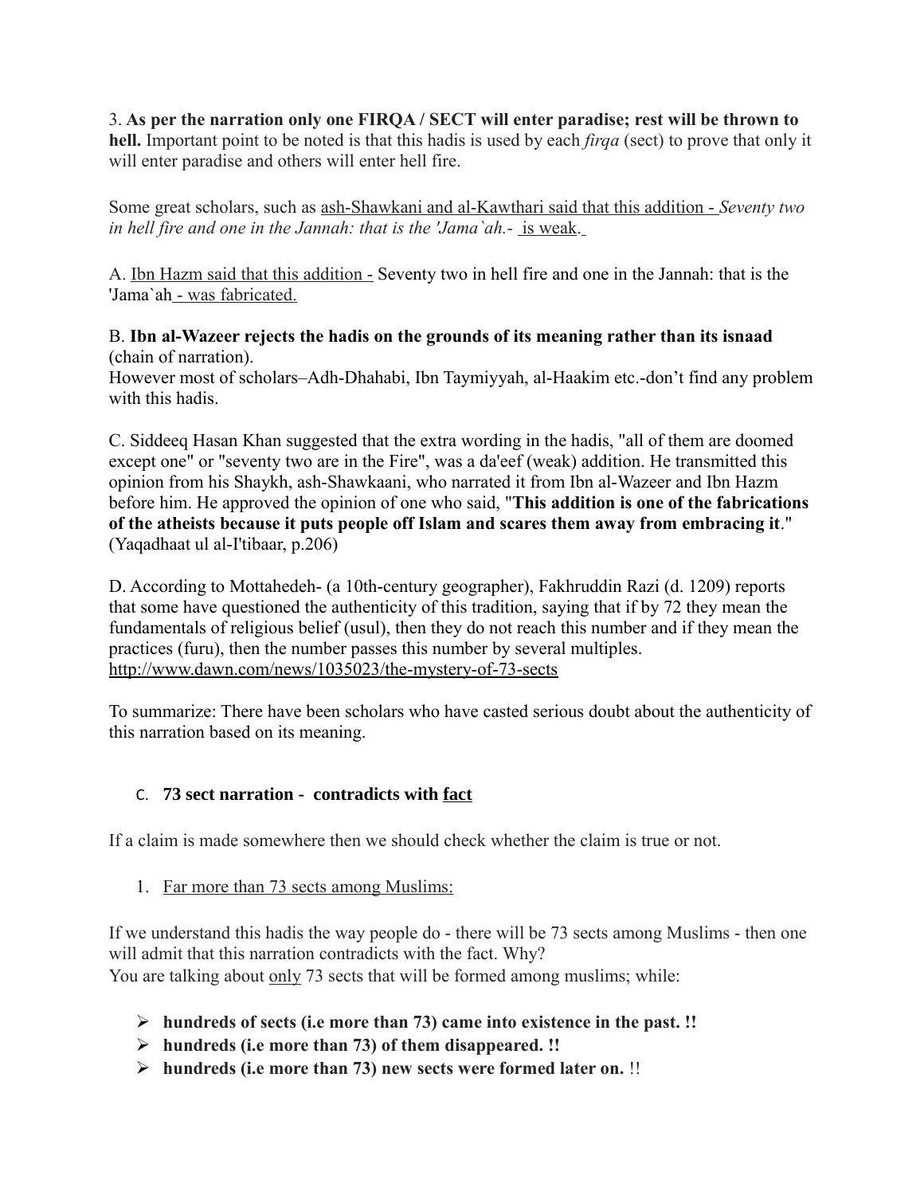3. **As per the narration only one FIRQA / SECT will enter paradise; rest will be thrown to hell.** Important point to be noted is that this hadis is used by each *firqa* (sect) to prove that only it will enter paradise and others will enter hell fire.

Some great scholars, such as ash-Shawkani and al-Kawthari said that this addition - *Seventy two in hell fire and one in the Jannah: that is the 'Jama`ah.-* is weak.

A. Ibn Hazm said that this addition - Seventy two in hell fire and one in the Jannah: that is the 'Jama`ah - was fabricated.

B. **Ibn al-Wazeer rejects the hadis on the grounds of its meaning rather than its isnaad** (chain of narration).
However most of scholars–Adh-Dhahabi, Ibn Taymiyyah, al-Haakim etc.-don't find any problem with this hadis.

C. Siddeeq Hasan Khan suggested that the extra wording in the hadis, "all of them are doomed except one" or "seventy two are in the Fire", was a da'eef (weak) addition. He transmitted this opinion from his Shaykh, ash-Shawkaani, who narrated it from Ibn al-Wazeer and Ibn Hazm before him. He approved the opinion of one who said, "**This addition is one of the fabrications of the atheists because it puts people off Islam and scares them away from embracing it**." (Yaqadhaat ul al-I'tibaar, p.206)

D. According to Mottahedeh- (a 10th-century geographer), Fakhruddin Razi (d. 1209) reports that some have questioned the authenticity of this tradition, saying that if by 72 they mean the fundamentals of religious belief (usul), then they do not reach this number and if they mean the practices (furu), then the number passes this number by several multiples.
http://www.dawn.com/news/1035023/the-mystery-of-73-sects

To summarize: There have been scholars who have casted serious doubt about the authenticity of this narration based on its meaning.

## C. **73 sect narration - contradicts with fact**

If a claim is made somewhere then we should check whether the claim is true or not.

1. Far more than 73 sects among Muslims:

If we understand this hadis the way people do - there will be 73 sects among Muslims - then one will admit that this narration contradicts with the fact. Why?
You are talking about only 73 sects that will be formed among muslims; while:

- **hundreds of sects (i.e more than 73) came into existence in the past. !!**
- **hundreds (i.e more than 73) of them disappeared. !!**
- **hundreds (i.e more than 73) new sects were formed later on.** !!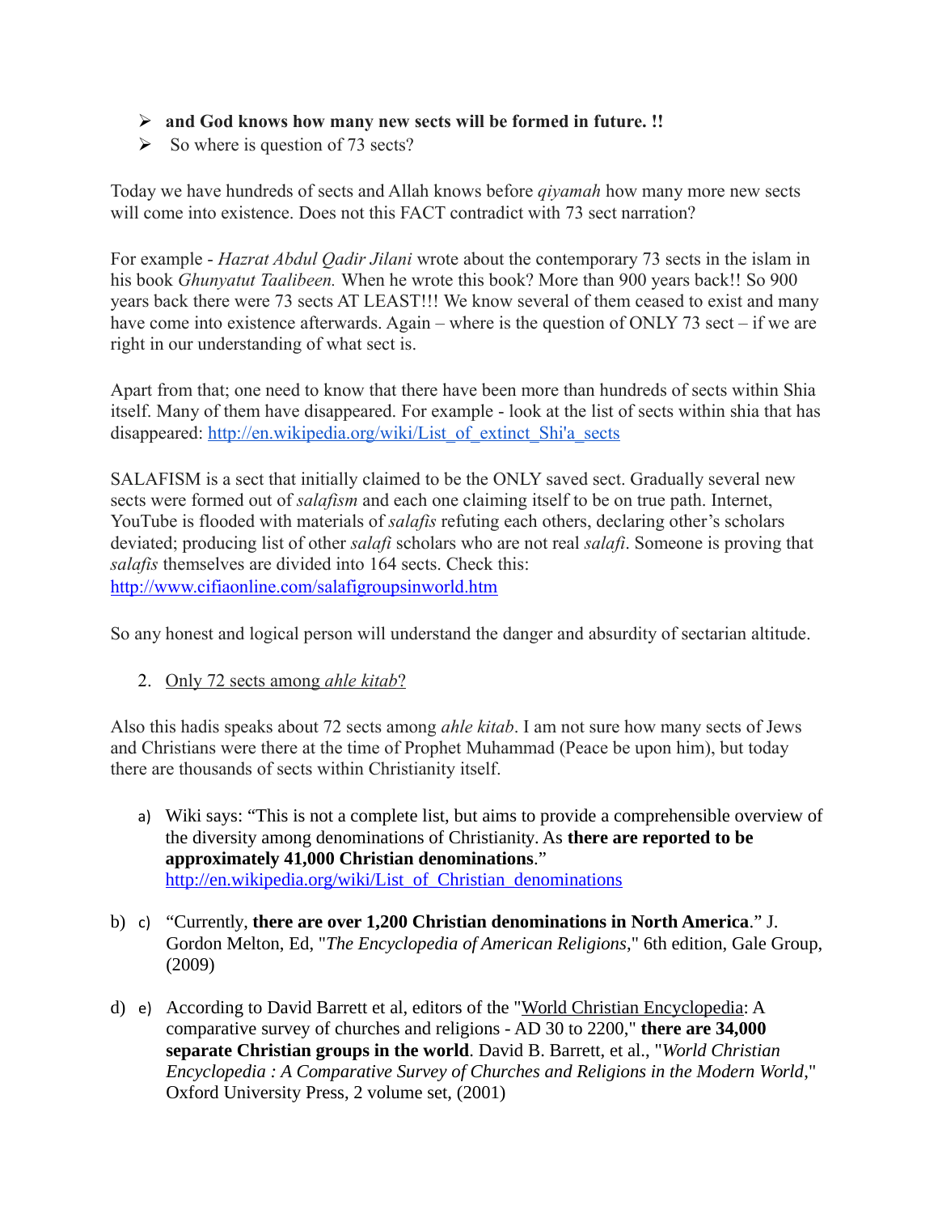- **and God knows how many new sects will be formed in future. !!**
- So where is question of 73 sects?

Today we have hundreds of sects and Allah knows before *qiyamah* how many more new sects will come into existence. Does not this FACT contradict with 73 sect narration?

For example - *Hazrat Abdul Qadir Jilani* wrote about the contemporary 73 sects in the islam in his book *Ghunyatut Taalibeen.* When he wrote this book? More than 900 years back!! So 900 years back there were 73 sects AT LEAST!!! We know several of them ceased to exist and many have come into existence afterwards. Again – where is the question of ONLY 73 sect – if we are right in our understanding of what sect is.

Apart from that; one need to know that there have been more than hundreds of sects within Shia itself. Many of them have disappeared. For example - look at the list of sects within shia that has disappeared: http://en.wikipedia.org/wiki/List_of_extinct_Shi'a_sects

SALAFISM is a sect that initially claimed to be the ONLY saved sect. Gradually several new sects were formed out of *salafism* and each one claiming itself to be on true path. Internet, YouTube is flooded with materials of *salafis* refuting each others, declaring other's scholars deviated; producing list of other *salafi* scholars who are not real *salafi*. Someone is proving that *salafis* themselves are divided into 164 sects. Check this: http://www.cifiaonline.com/salafigroupsinworld.htm

So any honest and logical person will understand the danger and absurdity of sectarian altitude.

2. Only 72 sects among *ahle kitab*?

Also this hadis speaks about 72 sects among *ahle kitab*. I am not sure how many sects of Jews and Christians were there at the time of Prophet Muhammad (Peace be upon him), but today there are thousands of sects within Christianity itself.

a) Wiki says: "This is not a complete list, but aims to provide a comprehensible overview of the diversity among denominations of Christianity. As **there are reported to be approximately 41,000 Christian denominations**." http://en.wikipedia.org/wiki/List_of_Christian_denominations

b) c) "Currently, **there are over 1,200 Christian denominations in North America**." J. Gordon Melton, Ed, "*The Encyclopedia of American Religions*," 6th edition, Gale Group, (2009)

d) e) According to David Barrett et al, editors of the "World Christian Encyclopedia: A comparative survey of churches and religions - AD 30 to 2200," **there are 34,000 separate Christian groups in the world**. David B. Barrett, et al., "*World Christian Encyclopedia : A Comparative Survey of Churches and Religions in the Modern World*," Oxford University Press, 2 volume set, (2001)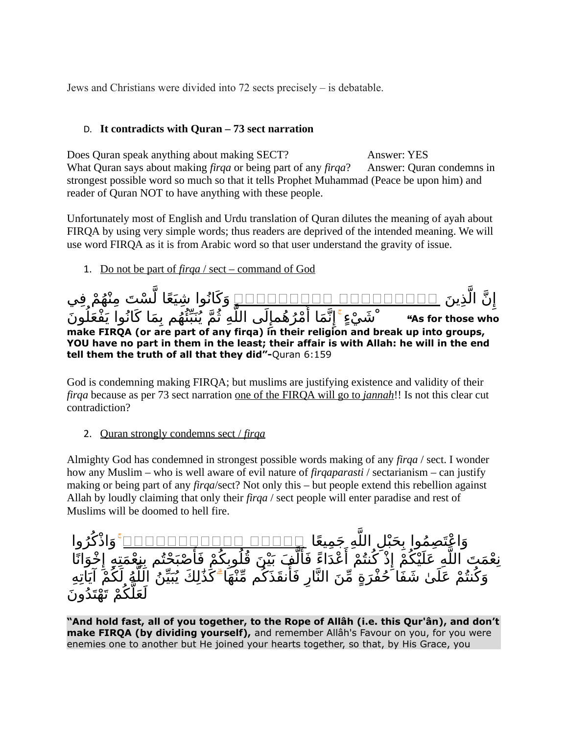Jews and Christians were divided into 72 sects precisely – is debatable.

D. **It contradicts with Quran – 73 sect narration**

Does Quran speak anything about making SECT? Answer: YES
What Quran says about making *firqa* or being part of any *firqa*? Answer: Quran condemns in strongest possible word so much so that it tells Prophet Muhammad (Peace be upon him) and reader of Quran NOT to have anything with these people.

Unfortunately most of English and Urdu translation of Quran dilutes the meaning of ayah about FIRQA by using very simple words; thus readers are deprived of the intended meaning. We will use word FIRQA as it is from Arabic word so that user understand the gravity of issue.

1. Do not be part of *firqa* / sect – command of God

إِنَّ الَّذِينَ □□□□□□□□ □□□□□□□□ □□□□□□□□□ وَكَانُوا شِيَعًا لَّسْتَ مِنْهُمْ فِي شَيْءٍ ۚ إِنَّمَا أَمْرُهُمْ إِلَى اللَّهِ ثُمَّ يُنَبِّئُهُم بِمَا كَانُوا يَفْعَلُونَ **"As for those who make FIRQA (or are part of any firqa) in their religion and break up into groups, YOU have no part in them in the least; their affair is with Allah: he will in the end tell them the truth of all that they did"-**Quran 6:159

God is condemning making FIRQA; but muslims are justifying existence and validity of their *firqa* because as per 73 sect narration one of the FIRQA will go to *jannah*!! Is not this clear cut contradiction?

2. Quran strongly condemns sect / *firqa*

Almighty God has condemned in strongest possible words making of any *firqa* / sect. I wonder how any Muslim – who is well aware of evil nature of *firqaparasti* / sectarianism – can justify making or being part of any *firqa*/sect? Not only this – but people extend this rebellion against Allah by loudly claiming that only their *firqa* / sect people will enter paradise and rest of Muslims will be doomed to hell fire.

وَاعْتَصِمُوا بِحَبْلِ اللَّهِ جَمِيعًا □□□□□ □□□□□□□□□□□□□□□□□ ۚ وَاذْكُرُوا نِعْمَتَ اللَّهِ عَلَيْكُمْ إِذْ كُنتُمْ أَعْدَاءً فَأَلَّفَ بَيْنَ قُلُوبِكُمْ فَأَصْبَحْتُم بِنِعْمَتِهِ إِخْوَانًا وَكُنتُمْ عَلَىٰ شَفَا حُفْرَةٍ مِّنَ النَّارِ فَأَنقَذَكُم مِّنْهَا ۗ كَذَٰلِكَ يُبَيِّنُ اللَّهُ لَكُمْ آيَاتِهِ لَعَلَّكُمْ تَهْتَدُونَ

**"And hold fast, all of you together, to the Rope of Allâh (i.e. this Qur'ân), and don't make FIRQA (by dividing yourself),** and remember Allâh's Favour on you, for you were enemies one to another but He joined your hearts together, so that, by His Grace, you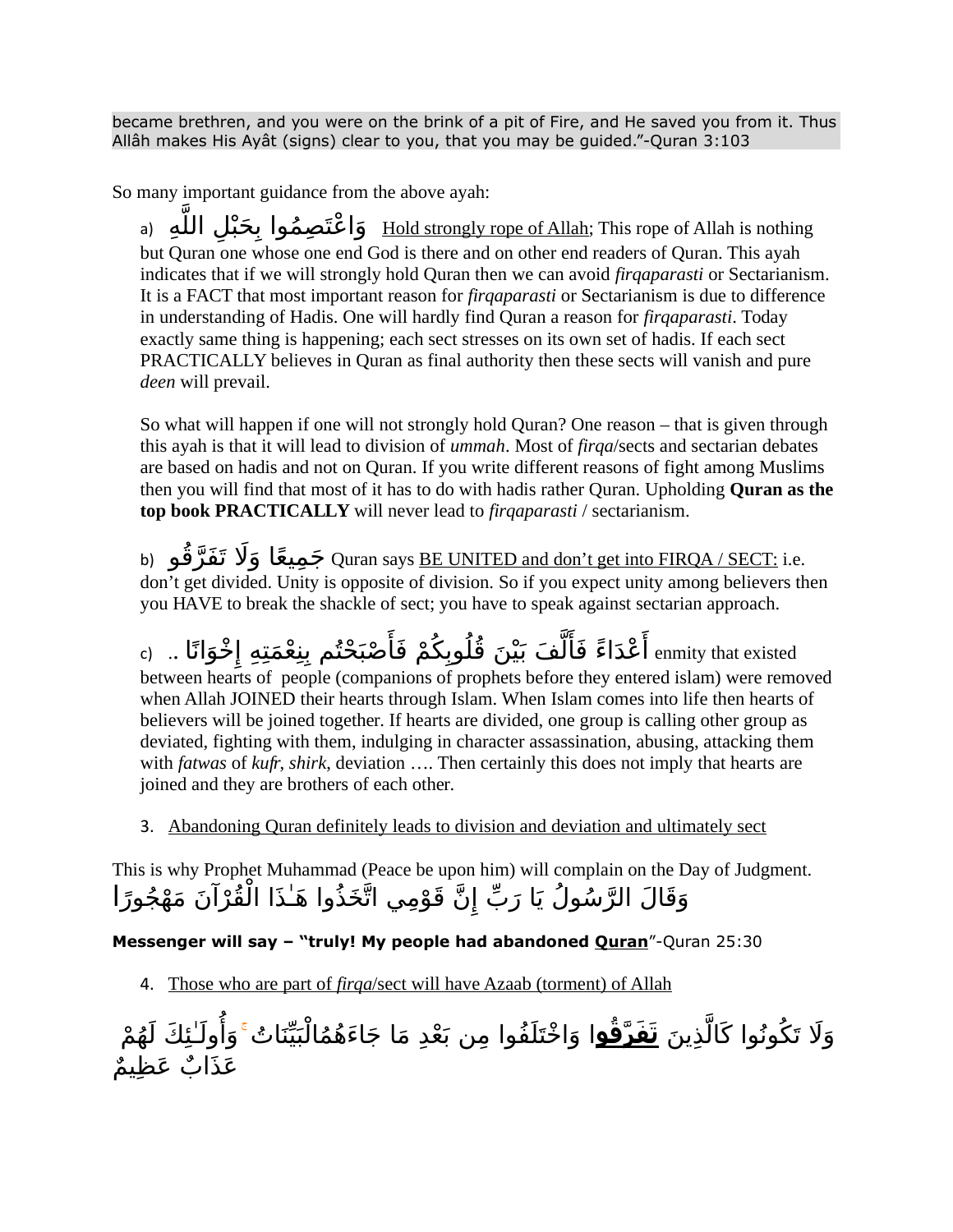became brethren, and you were on the brink of a pit of Fire, and He saved you from it. Thus Allâh makes His Ayât (signs) clear to you, that you may be guided."-Quran 3:103

So many important guidance from the above ayah:

a) وَاعْتَصِمُوا بِحَبْلِ اللَّهِ  Hold strongly rope of Allah; This rope of Allah is nothing but Quran one whose one end God is there and on other end readers of Quran. This ayah indicates that if we will strongly hold Quran then we can avoid *firqaparasti* or Sectarianism. It is a FACT that most important reason for *firqaparasti* or Sectarianism is due to difference in understanding of Hadis. One will hardly find Quran a reason for *firqaparasti*. Today exactly same thing is happening; each sect stresses on its own set of hadis. If each sect PRACTICALLY believes in Quran as final authority then these sects will vanish and pure *deen* will prevail.

So what will happen if one will not strongly hold Quran? One reason – that is given through this ayah is that it will lead to division of *ummah*. Most of *firqa*/sects and sectarian debates are based on hadis and not on Quran. If you write different reasons of fight among Muslims then you will find that most of it has to do with hadis rather Quran. Upholding **Quran as the top book PRACTICALLY** will never lead to *firqaparasti* / sectarianism.

b) جَمِيعًا وَلَا تَفَرَّقُو Quran says BE UNITED and don't get into FIRQA / SECT: i.e. don't get divided. Unity is opposite of division. So if you expect unity among believers then you HAVE to break the shackle of sect; you have to speak against sectarian approach.

c) .. أَعْدَاءً فَأَلَّفَ بَيْنَ قُلُوبِكُمْ فَأَصْبَحْتُم بِنِعْمَتِهِ إِخْوَانًا enmity that existed between hearts of people (companions of prophets before they entered islam) were removed when Allah JOINED their hearts through Islam. When Islam comes into life then hearts of believers will be joined together. If hearts are divided, one group is calling other group as deviated, fighting with them, indulging in character assassination, abusing, attacking them with *fatwas* of *kufr*, *shirk*, deviation …. Then certainly this does not imply that hearts are joined and they are brothers of each other.

3. Abandoning Quran definitely leads to division and deviation and ultimately sect

This is why Prophet Muhammad (Peace be upon him) will complain on the Day of Judgment.

وَقَالَ الرَّسُولُ يَا رَبِّ إِنَّ قَوْمِي اتَّخَذُوا هَٰذَا الْقُرْآنَ مَهْجُورًا

**Messenger will say – "truly! My people had abandoned Quran**"-Quran 25:30

4. Those who are part of *firqa*/sect will have Azaab (torment) of Allah

وَلَا تَكُونُوا كَالَّذِينَ **تَفَرَّقُوا** وَاخْتَلَفُوا مِن بَعْدِ مَا جَاءَهُمُ الْبَيِّنَاتُ ۚ وَأُولَٰئِكَ لَهُمْ عَذَابٌ عَظِيمٌ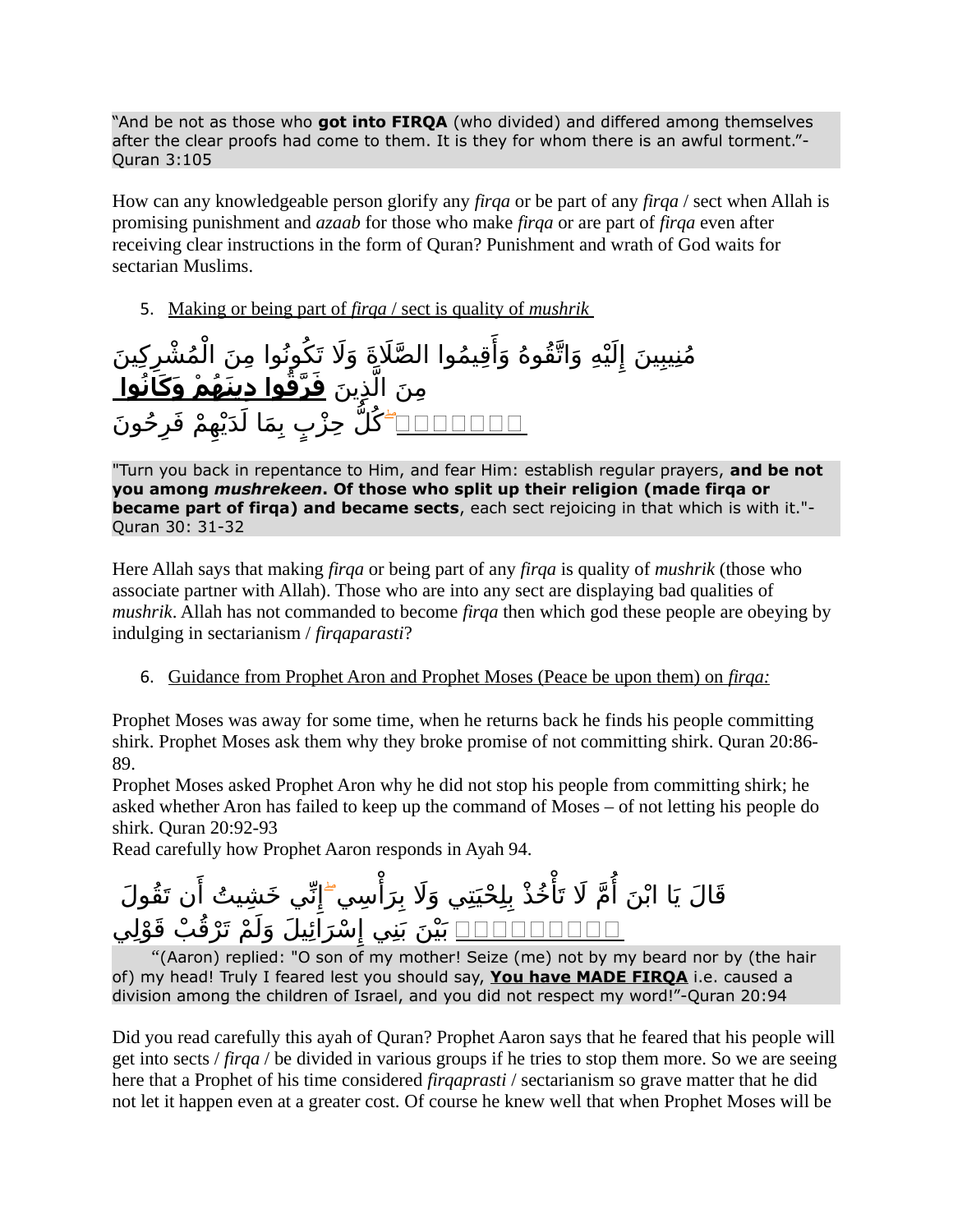"And be not as those who **got into FIRQA** (who divided) and differed among themselves after the clear proofs had come to them. It is they for whom there is an awful torment."- Quran 3:105

How can any knowledgeable person glorify any *firqa* or be part of any *firqa* / sect when Allah is promising punishment and *azaab* for those who make *firqa* or are part of *firqa* even after receiving clear instructions in the form of Quran? Punishment and wrath of God waits for sectarian Muslims.

5. Making or being part of *firqa* / sect is quality of *mushrik*

مُنِيبِينَ إِلَيْهِ وَاتَّقُوهُ وَأَقِيمُوا الصَّلَاةَ وَلَا تَكُونُوا مِنَ الْمُشْرِكِينَ
مِنَ الَّذِينَ **فَرَّقُوا دِينَهُمْ وَكَانُوا** 
□□□□□□ ۚ كُلُّ حِزْبٍ بِمَا لَدَيْهِمْ فَرِحُونَ

"Turn you back in repentance to Him, and fear Him: establish regular prayers, **and be not you among *mushrekeen*. Of those who split up their religion (made firqa or became part of firqa) and became sects**, each sect rejoicing in that which is with it."- Quran 30: 31-32

Here Allah says that making *firqa* or being part of any *firqa* is quality of *mushrik* (those who associate partner with Allah). Those who are into any sect are displaying bad qualities of *mushrik*. Allah has not commanded to become *firqa* then which god these people are obeying by indulging in sectarianism / *firqaparasti*?

6. Guidance from Prophet Aron and Prophet Moses (Peace be upon them) on *firqa:*

Prophet Moses was away for some time, when he returns back he finds his people committing shirk. Prophet Moses ask them why they broke promise of not committing shirk. Quran 20:86-89.
Prophet Moses asked Prophet Aron why he did not stop his people from committing shirk; he asked whether Aron has failed to keep up the command of Moses – of not letting his people do shirk. Quran 20:92-93
Read carefully how Prophet Aaron responds in Ayah 94.

قَالَ يَا ابْنَ أُمَّ لَا تَأْخُذْ بِلِحْيَتِي وَلَا بِرَأْسِي ۖ إِنِّي خَشِيتُ أَن تَقُولَ
□□□□□□□□ بَيْنَ بَنِي إِسْرَائِيلَ وَلَمْ تَرْقُبْ قَوْلِي

"(Aaron) replied: "O son of my mother! Seize (me) not by my beard nor by (the hair of) my head! Truly I feared lest you should say, **You have MADE FIRQA** i.e. caused a division among the children of Israel, and you did not respect my word!"-Quran 20:94

Did you read carefully this ayah of Quran? Prophet Aaron says that he feared that his people will get into sects / *firqa* / be divided in various groups if he tries to stop them more. So we are seeing here that a Prophet of his time considered *firqaprasti* / sectarianism so grave matter that he did not let it happen even at a greater cost. Of course he knew well that when Prophet Moses will be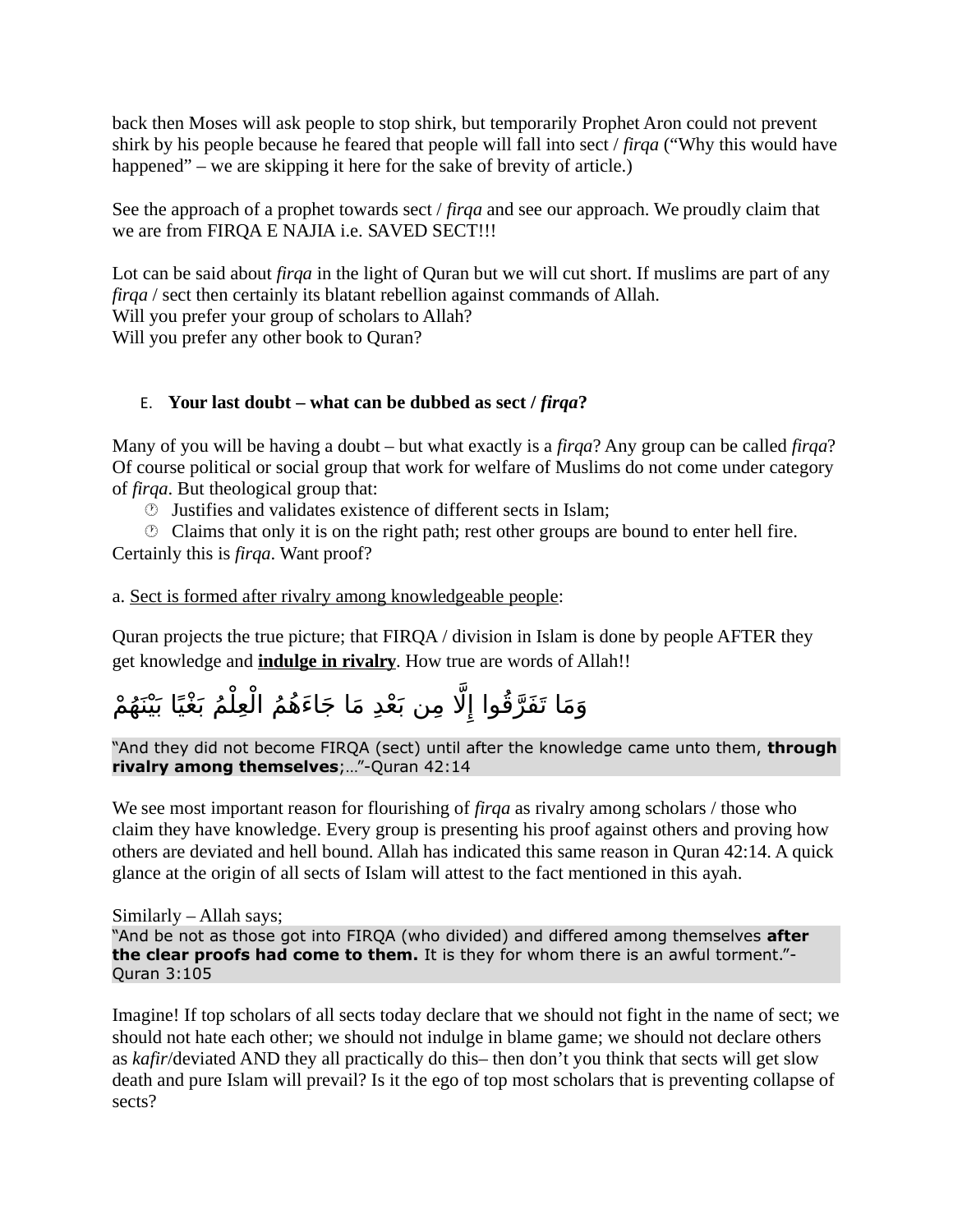back then Moses will ask people to stop shirk, but temporarily Prophet Aron could not prevent shirk by his people because he feared that people will fall into sect / *firqa* ("Why this would have happened" – we are skipping it here for the sake of brevity of article.)

See the approach of a prophet towards sect / *firqa* and see our approach. We proudly claim that we are from FIRQA E NAJIA i.e. SAVED SECT!!!

Lot can be said about *firqa* in the light of Quran but we will cut short. If muslims are part of any *firqa* / sect then certainly its blatant rebellion against commands of Allah.
Will you prefer your group of scholars to Allah?
Will you prefer any other book to Quran?

### E. **Your last doubt – what can be dubbed as sect / *firqa*?**

Many of you will be having a doubt – but what exactly is a *firqa*? Any group can be called *firqa*? Of course political or social group that work for welfare of Muslims do not come under category of *firqa*. But theological group that:

- Justifies and validates existence of different sects in Islam;
- Claims that only it is on the right path; rest other groups are bound to enter hell fire.

Certainly this is *firqa*. Want proof?

a. <u>Sect is formed after rivalry among knowledgeable people</u>:

Quran projects the true picture; that FIRQA / division in Islam is done by people AFTER they get knowledge and **<u>indulge in rivalry</u>**. How true are words of Allah!!

وَمَا تَفَرَّقُوا إِلَّا مِن بَعْدِ مَا جَاءَهُمُ الْعِلْمُ بَغْيًا بَيْنَهُمْ

"And they did not become FIRQA (sect) until after the knowledge came unto them, **through rivalry among themselves**;…"-Quran 42:14

We see most important reason for flourishing of *firqa* as rivalry among scholars / those who claim they have knowledge. Every group is presenting his proof against others and proving how others are deviated and hell bound. Allah has indicated this same reason in Quran 42:14. A quick glance at the origin of all sects of Islam will attest to the fact mentioned in this ayah.

Similarly – Allah says;
"And be not as those got into FIRQA (who divided) and differed among themselves **after the clear proofs had come to them.** It is they for whom there is an awful torment."-Quran 3:105

Imagine! If top scholars of all sects today declare that we should not fight in the name of sect; we should not hate each other; we should not indulge in blame game; we should not declare others as *kafir*/deviated AND they all practically do this– then don't you think that sects will get slow death and pure Islam will prevail? Is it the ego of top most scholars that is preventing collapse of sects?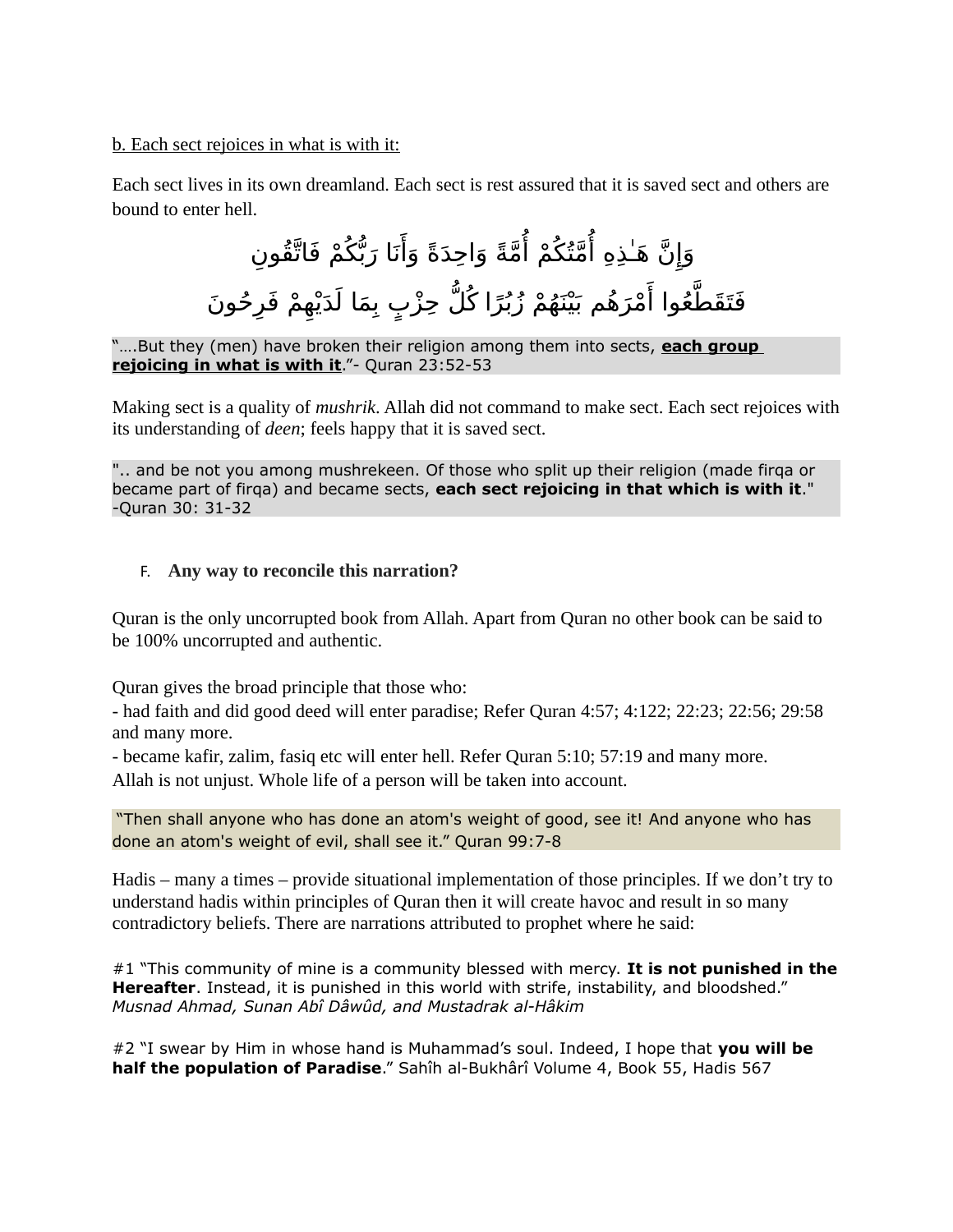b. Each sect rejoices in what is with it:

Each sect lives in its own dreamland. Each sect is rest assured that it is saved sect and others are bound to enter hell.

وَإِنَّ هَـٰذِهِ أُمَّتُكُمْ أُمَّةً وَاحِدَةً وَأَنَا رَبُّكُمْ فَاتَّقُونِ

فَتَقَطَّعُوا أَمْرَهُم بَيْنَهُمْ زُبُرًا كُلُّ حِزْبٍ بِمَا لَدَيْهِمْ فَرِحُونَ

"….But they (men) have broken their religion among them into sects, **each group rejoicing in what is with it**."- Quran 23:52-53

Making sect is a quality of *mushrik*. Allah did not command to make sect. Each sect rejoices with its understanding of *deen*; feels happy that it is saved sect.

".. and be not you among mushrekeen. Of those who split up their religion (made firqa or became part of firqa) and became sects, **each sect rejoicing in that which is with it**." -Quran 30: 31-32

## F. Any way to reconcile this narration?

Quran is the only uncorrupted book from Allah. Apart from Quran no other book can be said to be 100% uncorrupted and authentic.

Quran gives the broad principle that those who:
- had faith and did good deed will enter paradise; Refer Quran 4:57; 4:122; 22:23; 22:56; 29:58 and many more.
- became kafir, zalim, fasiq etc will enter hell. Refer Quran 5:10; 57:19 and many more.

Allah is not unjust. Whole life of a person will be taken into account.

"Then shall anyone who has done an atom's weight of good, see it! And anyone who has done an atom's weight of evil, shall see it." Quran 99:7-8

Hadis – many a times – provide situational implementation of those principles. If we don't try to understand hadis within principles of Quran then it will create havoc and result in so many contradictory beliefs. There are narrations attributed to prophet where he said:

#1 "This community of mine is a community blessed with mercy. **It is not punished in the Hereafter**. Instead, it is punished in this world with strife, instability, and bloodshed." *Musnad Ahmad, Sunan Abî Dâwûd, and Mustadrak al-Hâkim*

#2 "I swear by Him in whose hand is Muhammad's soul. Indeed, I hope that **you will be half the population of Paradise**." Sahîh al-Bukhârî Volume 4, Book 55, Hadis 567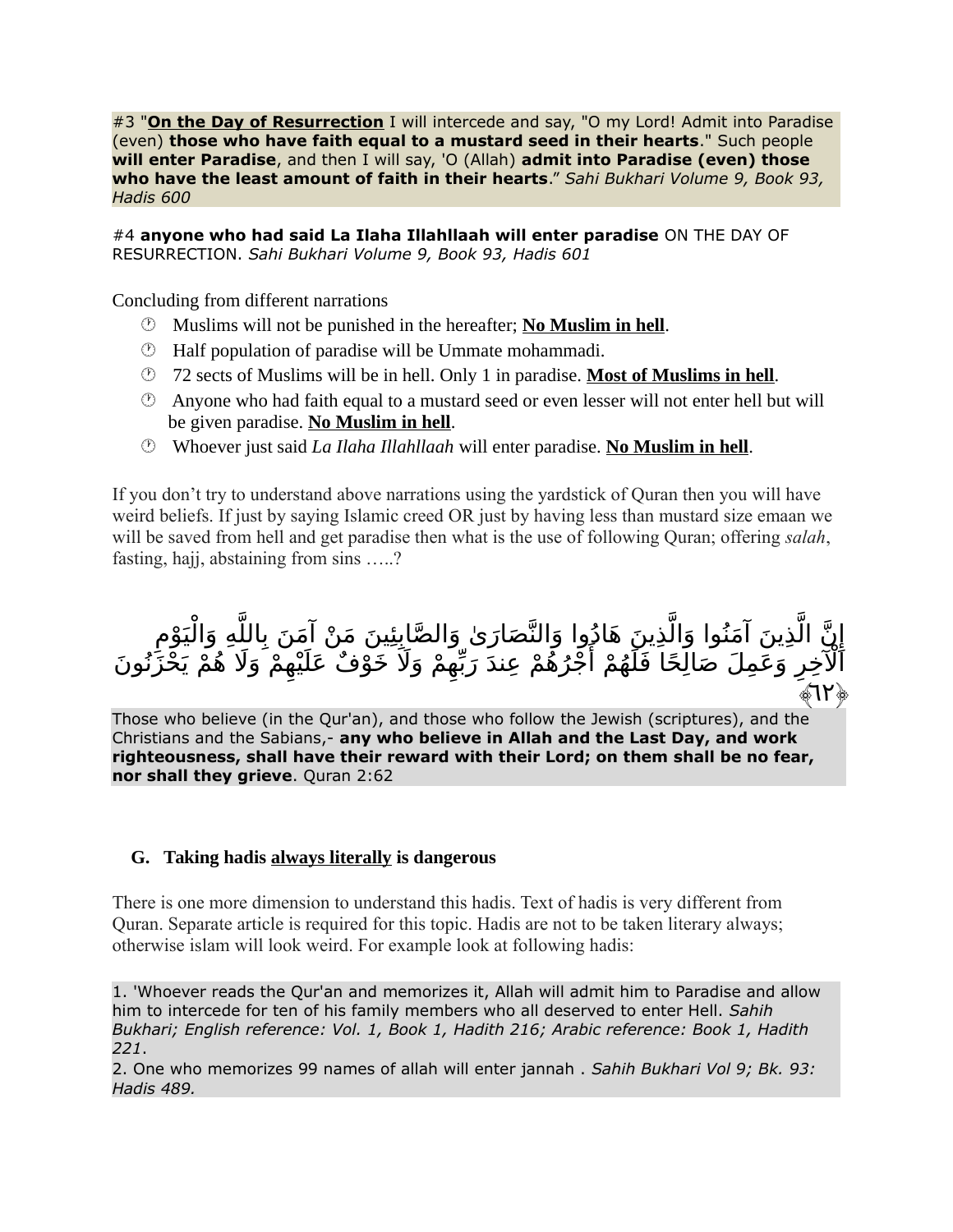#3 "**On the Day of Resurrection** I will intercede and say, "O my Lord! Admit into Paradise (even) **those who have faith equal to a mustard seed in their hearts**." Such people **will enter Paradise**, and then I will say, 'O (Allah) **admit into Paradise (even) those who have the least amount of faith in their hearts**." *Sahi Bukhari Volume 9, Book 93, Hadis 600*

#4 **anyone who had said La Ilaha Illahllaah will enter paradise** ON THE DAY OF RESURRECTION. *Sahi Bukhari Volume 9, Book 93, Hadis 601*

Concluding from different narrations

- Muslims will not be punished in the hereafter; **No Muslim in hell**.
- Half population of paradise will be Ummate mohammadi.
- 72 sects of Muslims will be in hell. Only 1 in paradise. **Most of Muslims in hell**.
- Anyone who had faith equal to a mustard seed or even lesser will not enter hell but will be given paradise. **No Muslim in hell**.
- Whoever just said *La Ilaha Illahllaah* will enter paradise. **No Muslim in hell**.

If you don't try to understand above narrations using the yardstick of Quran then you will have weird beliefs. If just by saying Islamic creed OR just by having less than mustard size emaan we will be saved from hell and get paradise then what is the use of following Quran; offering *salah*, fasting, hajj, abstaining from sins …..?

إِنَّ الَّذِينَ آمَنُوا وَالَّذِينَ هَادُوا وَالنَّصَارَىٰ وَالصَّابِئِينَ مَنْ آمَنَ بِاللَّهِ وَالْيَوْمِ الْآخِرِ وَعَمِلَ صَالِحًا فَلَهُمْ أَجْرُهُمْ عِندَ رَبِّهِمْ وَلَا خَوْفٌ عَلَيْهِمْ وَلَا هُمْ يَحْزَنُونَ ﴿٦٢﴾

Those who believe (in the Qur'an), and those who follow the Jewish (scriptures), and the Christians and the Sabians,- **any who believe in Allah and the Last Day, and work righteousness, shall have their reward with their Lord; on them shall be no fear, nor shall they grieve**. Quran 2:62

## G. Taking hadis always literally is dangerous

There is one more dimension to understand this hadis. Text of hadis is very different from Quran. Separate article is required for this topic. Hadis are not to be taken literary always; otherwise islam will look weird. For example look at following hadis:

1. 'Whoever reads the Qur'an and memorizes it, Allah will admit him to Paradise and allow him to intercede for ten of his family members who all deserved to enter Hell. *Sahih Bukhari; English reference: Vol. 1, Book 1, Hadith 216; Arabic reference: Book 1, Hadith 221*.
2. One who memorizes 99 names of allah will enter jannah . *Sahih Bukhari Vol 9; Bk. 93: Hadis 489.*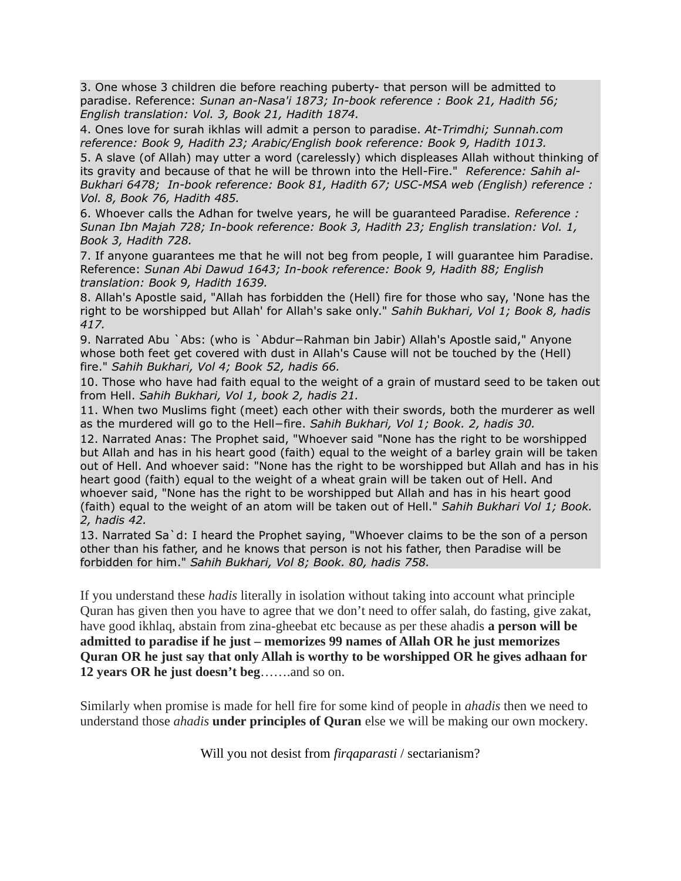3. One whose 3 children die before reaching puberty- that person will be admitted to paradise. Reference: *Sunan an-Nasa'i 1873; In-book reference : Book 21, Hadith 56; English translation: Vol. 3, Book 21, Hadith 1874.*

4. Ones love for surah ikhlas will admit a person to paradise. *At-Trimdhi; Sunnah.com reference: Book 9, Hadith 23; Arabic/English book reference: Book 9, Hadith 1013.*

5. A slave (of Allah) may utter a word (carelessly) which displeases Allah without thinking of its gravity and because of that he will be thrown into the Hell-Fire." *Reference: Sahih al-Bukhari 6478; In-book reference: Book 81, Hadith 67; USC-MSA web (English) reference : Vol. 8, Book 76, Hadith 485.*

6. Whoever calls the Adhan for twelve years, he will be guaranteed Paradise. *Reference : Sunan Ibn Majah 728; In-book reference: Book 3, Hadith 23; English translation: Vol. 1, Book 3, Hadith 728.*

7. If anyone guarantees me that he will not beg from people, I will guarantee him Paradise. Reference: *Sunan Abi Dawud 1643; In-book reference: Book 9, Hadith 88; English translation: Book 9, Hadith 1639.*

8. Allah's Apostle said, "Allah has forbidden the (Hell) fire for those who say, 'None has the right to be worshipped but Allah' for Allah's sake only." *Sahih Bukhari, Vol 1; Book 8, hadis 417.*

9. Narrated Abu `Abs: (who is `Abdur−Rahman bin Jabir) Allah's Apostle said," Anyone whose both feet get covered with dust in Allah's Cause will not be touched by the (Hell) fire." *Sahih Bukhari, Vol 4; Book 52, hadis 66.*

10. Those who have had faith equal to the weight of a grain of mustard seed to be taken out from Hell. *Sahih Bukhari, Vol 1, book 2, hadis 21.*

11. When two Muslims fight (meet) each other with their swords, both the murderer as well as the murdered will go to the Hell−fire. *Sahih Bukhari, Vol 1; Book. 2, hadis 30.*

12. Narrated Anas: The Prophet said, "Whoever said "None has the right to be worshipped but Allah and has in his heart good (faith) equal to the weight of a barley grain will be taken out of Hell. And whoever said: "None has the right to be worshipped but Allah and has in his heart good (faith) equal to the weight of a wheat grain will be taken out of Hell. And whoever said, "None has the right to be worshipped but Allah and has in his heart good (faith) equal to the weight of an atom will be taken out of Hell." *Sahih Bukhari Vol 1; Book. 2, hadis 42.*

13. Narrated Sa`d: I heard the Prophet saying, "Whoever claims to be the son of a person other than his father, and he knows that person is not his father, then Paradise will be forbidden for him." *Sahih Bukhari, Vol 8; Book. 80, hadis 758.*

If you understand these *hadis* literally in isolation without taking into account what principle Quran has given then you have to agree that we don't need to offer salah, do fasting, give zakat, have good ikhlaq, abstain from zina-gheebat etc because as per these ahadis **a person will be admitted to paradise if he just – memorizes 99 names of Allah OR he just memorizes Quran OR he just say that only Allah is worthy to be worshipped OR he gives adhaan for 12 years OR he just doesn't beg**…….and so on.

Similarly when promise is made for hell fire for some kind of people in *ahadis* then we need to understand those *ahadis* **under principles of Quran** else we will be making our own mockery.

Will you not desist from *firqaparasti* / sectarianism?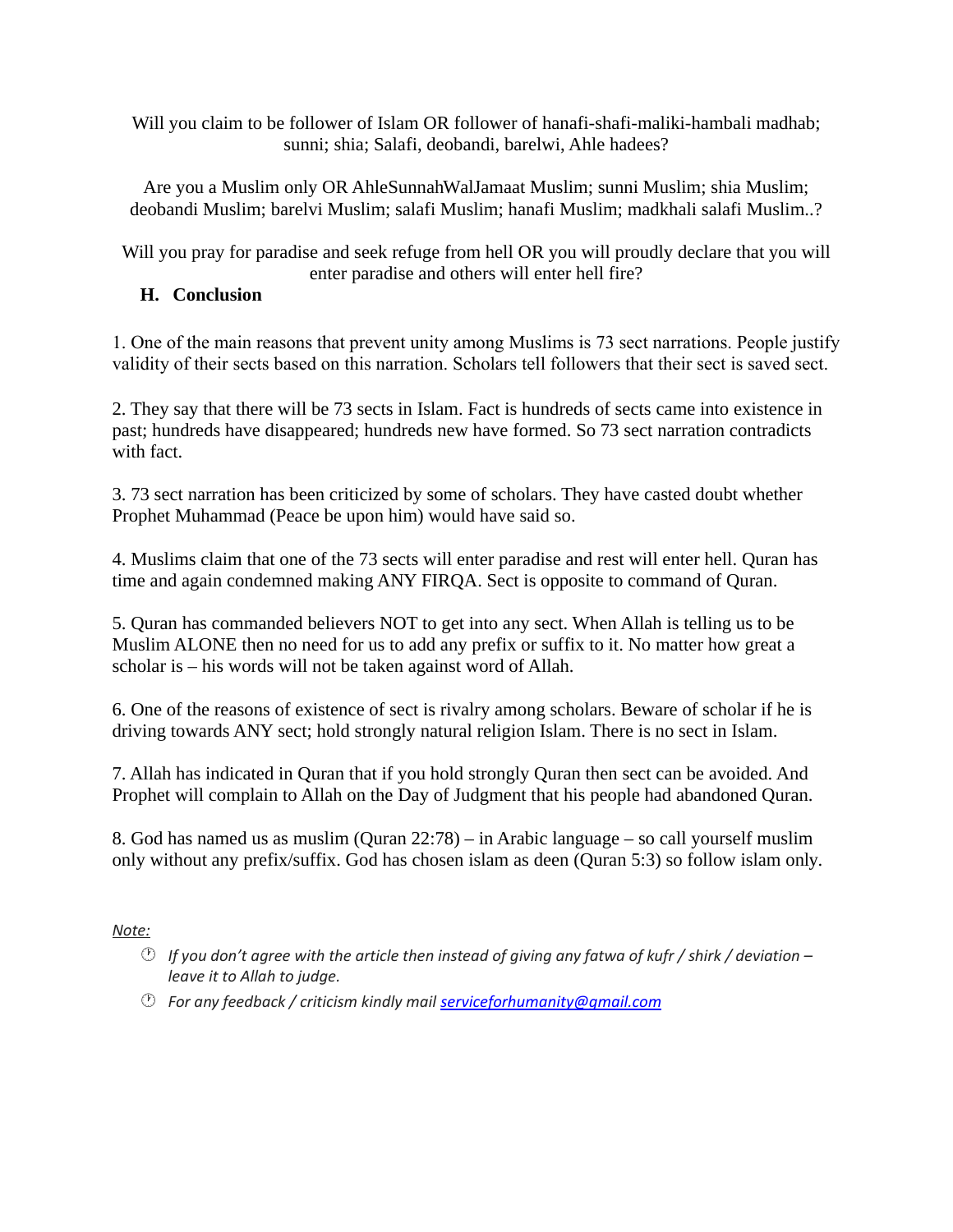Will you claim to be follower of Islam OR follower of hanafi-shafi-maliki-hambali madhab; sunni; shia; Salafi, deobandi, barelwi, Ahle hadees?

Are you a Muslim only OR AhleSunnahWalJamaat Muslim; sunni Muslim; shia Muslim; deobandi Muslim; barelvi Muslim; salafi Muslim; hanafi Muslim; madkhali salafi Muslim..?

Will you pray for paradise and seek refuge from hell OR you will proudly declare that you will enter paradise and others will enter hell fire?

## H. Conclusion

1. One of the main reasons that prevent unity among Muslims is 73 sect narrations. People justify validity of their sects based on this narration. Scholars tell followers that their sect is saved sect.

2. They say that there will be 73 sects in Islam. Fact is hundreds of sects came into existence in past; hundreds have disappeared; hundreds new have formed. So 73 sect narration contradicts with fact.

3. 73 sect narration has been criticized by some of scholars. They have casted doubt whether Prophet Muhammad (Peace be upon him) would have said so.

4. Muslims claim that one of the 73 sects will enter paradise and rest will enter hell. Quran has time and again condemned making ANY FIRQA. Sect is opposite to command of Quran.

5. Quran has commanded believers NOT to get into any sect. When Allah is telling us to be Muslim ALONE then no need for us to add any prefix or suffix to it. No matter how great a scholar is – his words will not be taken against word of Allah.

6. One of the reasons of existence of sect is rivalry among scholars. Beware of scholar if he is driving towards ANY sect; hold strongly natural religion Islam. There is no sect in Islam.

7. Allah has indicated in Quran that if you hold strongly Quran then sect can be avoided. And Prophet will complain to Allah on the Day of Judgment that his people had abandoned Quran.

8. God has named us as muslim (Quran 22:78) – in Arabic language – so call yourself muslim only without any prefix/suffix. God has chosen islam as deen (Quran 5:3) so follow islam only.

*Note:*

- *If you don't agree with the article then instead of giving any fatwa of kufr / shirk / deviation – leave it to Allah to judge.*
- *For any feedback / criticism kindly mail [serviceforhumanity@gmail.com](mailto:serviceforhumanity@gmail.com)*